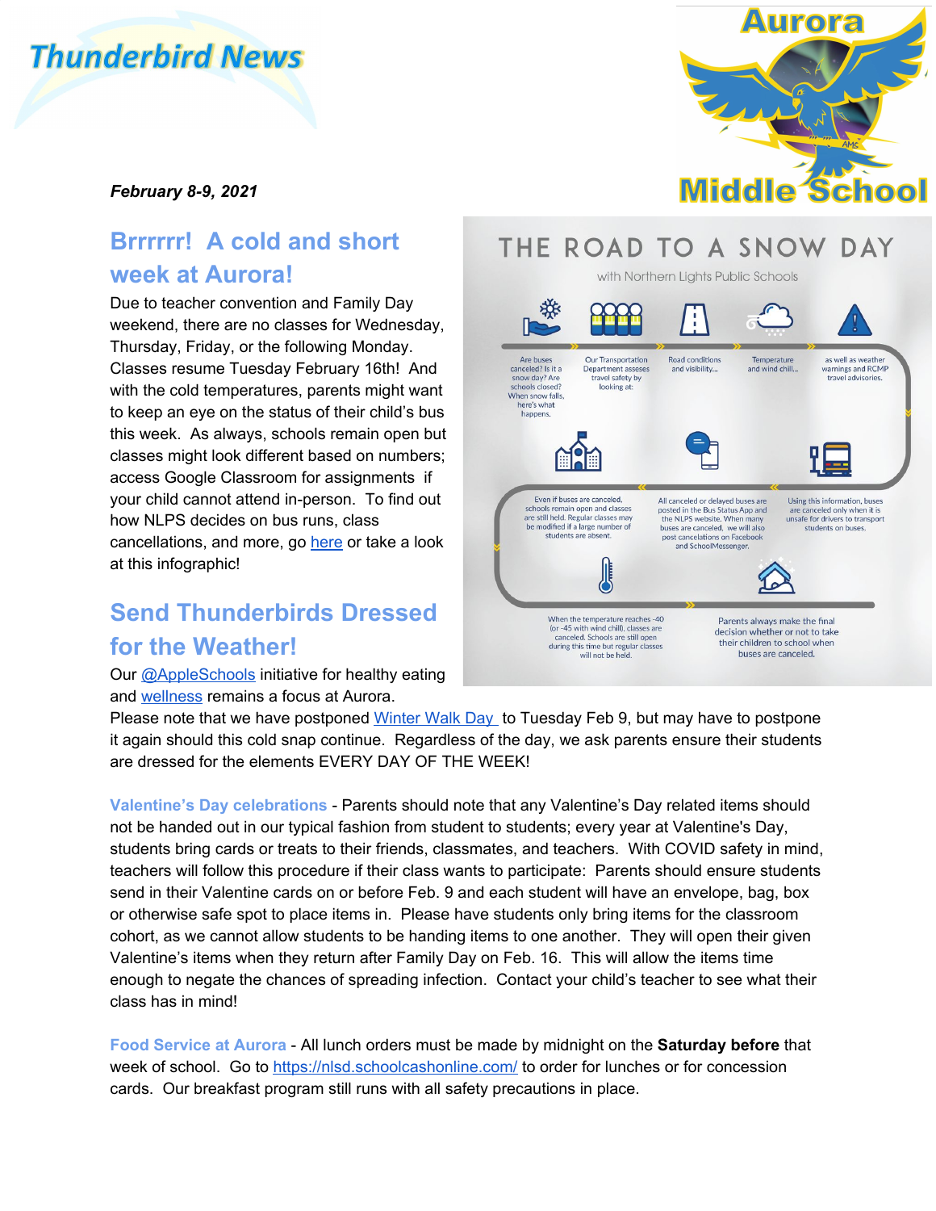# Thunderbird News

Aurora Middle School

*February 8-9, 2021*

## Brrrrrr! A cold and short week at Aurora!

Due to teacher convention and Family Day weekend, there are no classes for Wednesday, Thursday, Friday, or the following Monday. Classes resume Tuesday February 16th! And with the cold temperatures, parents might want to keep an eye on the status of their child's bus this week. As always, schools remain open but classes might look different based on numbers; access Google Classroom for assignments if your child cannot attend in-person. To find out how NLPS decides on bus runs, class cancellations, and more, go [here](here) or take a look at this infographic!

THE ROAD TO A SNOW DAY

with Northern Lights Public Schools

Are buses canceled? Is it a snow day? Are schools closed? When snow falls, here's what happens.

Our Transportation Department asseses travel safety by looking at:

Road conditions and visibility...

Temperature and wind chill...

as well as weather warnings and RCMP travel advisories.

Using this information, buses are canceled only when it is unsafe for drivers to transport students on buses.

All canceled or delayed buses are posted in the Bus Status App and the NLPS website. When many buses are canceled, we will also post cancelations on Facebook and SchoolMessenger.

Even if buses are canceled, schools remain open and classes are still held. Regular classes may be modified if a large number of students are absent.

When the temperature reaches -40 (or -45 with wind chill), classes are canceled. Schools are still open during this time but regular classes will not be held.

Parents always make the final decision whether or not to take their children to school when buses are canceled.

## Send Thunderbirds Dressed for the Weather!

Our [@AppleSchools](@AppleSchools) initiative for healthy eating and [wellness](wellness) remains a focus at Aurora.

Please note that we have postponed [Winter Walk Day](Winter Walk Day) to Tuesday Feb 9, but may have to postpone it again should this cold snap continue. Regardless of the day, we ask parents ensure their students are dressed for the elements EVERY DAY OF THE WEEK!

**Valentine's Day celebrations** - Parents should note that any Valentine's Day related items should not be handed out in our typical fashion from student to students; every year at Valentine's Day, students bring cards or treats to their friends, classmates, and teachers. With COVID safety in mind, teachers will follow this procedure if their class wants to participate: Parents should ensure students send in their Valentine cards on or before Feb. 9 and each student will have an envelope, bag, box or otherwise safe spot to place items in. Please have students only bring items for the classroom cohort, as we cannot allow students to be handing items to one another. They will open their given Valentine's items when they return after Family Day on Feb. 16. This will allow the items time enough to negate the chances of spreading infection. Contact your child's teacher to see what their class has in mind!

**Food Service at Aurora** - All lunch orders must be made by midnight on the **Saturday before** that week of school. Go to [https://nlsd.schoolcashonline.com/](https://nlsd.schoolcashonline.com/) to order for lunches or for concession cards. Our breakfast program still runs with all safety precautions in place.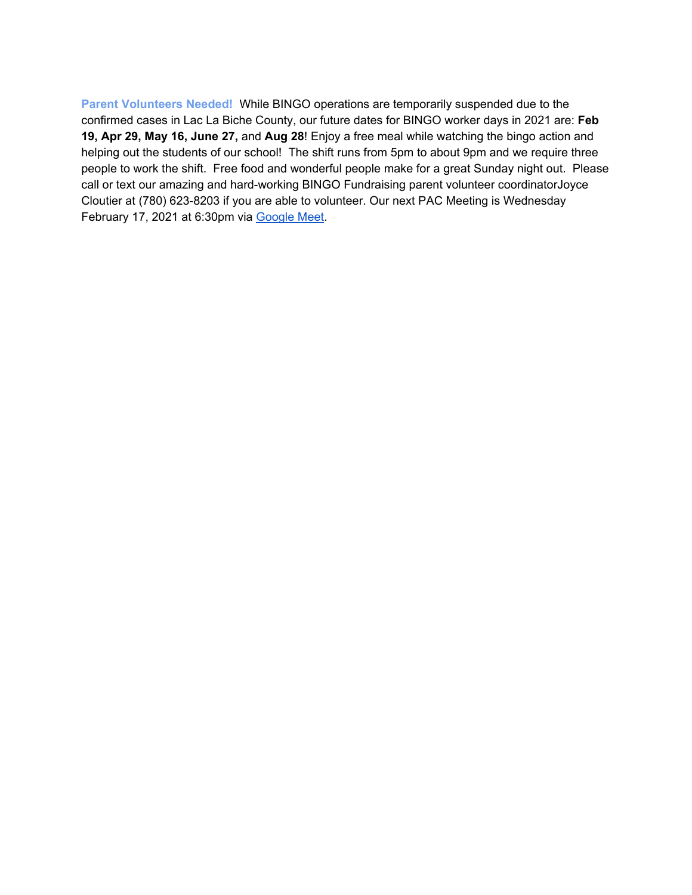**Parent Volunteers Needed!** While BINGO operations are temporarily suspended due to the confirmed cases in Lac La Biche County, our future dates for BINGO worker days in 2021 are: **Feb 19, Apr 29, May 16, June 27,** and **Aug 28**! Enjoy a free meal while watching the bingo action and helping out the students of our school! The shift runs from 5pm to about 9pm and we require three people to work the shift. Free food and wonderful people make for a great Sunday night out. Please call or text our amazing and hard-working BINGO Fundraising parent volunteer coordinatorJoyce Cloutier at (780) 623-8203 if you are able to volunteer. Our next PAC Meeting is Wednesday February 17, 2021 at 6:30pm via Google Meet.